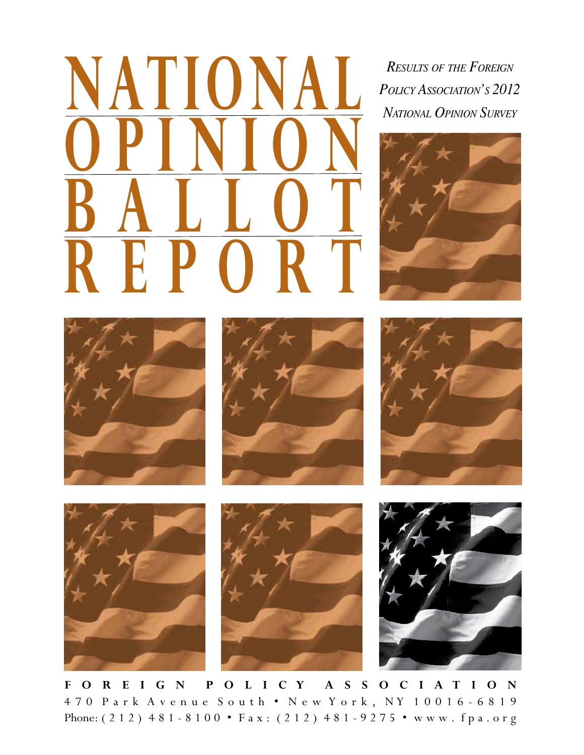# NATIONAL OPINION BALLOT REPORT

*Results of the Foreign Policy Association's 2012 National Opinion Survey*

**FOREIGN POLICY ASSOCIATION**

470 Park Avenue South • New York, NY 10016-6819

Phone: (212) 481-8100 • Fax: (212) 481-9275 • www.fpa.org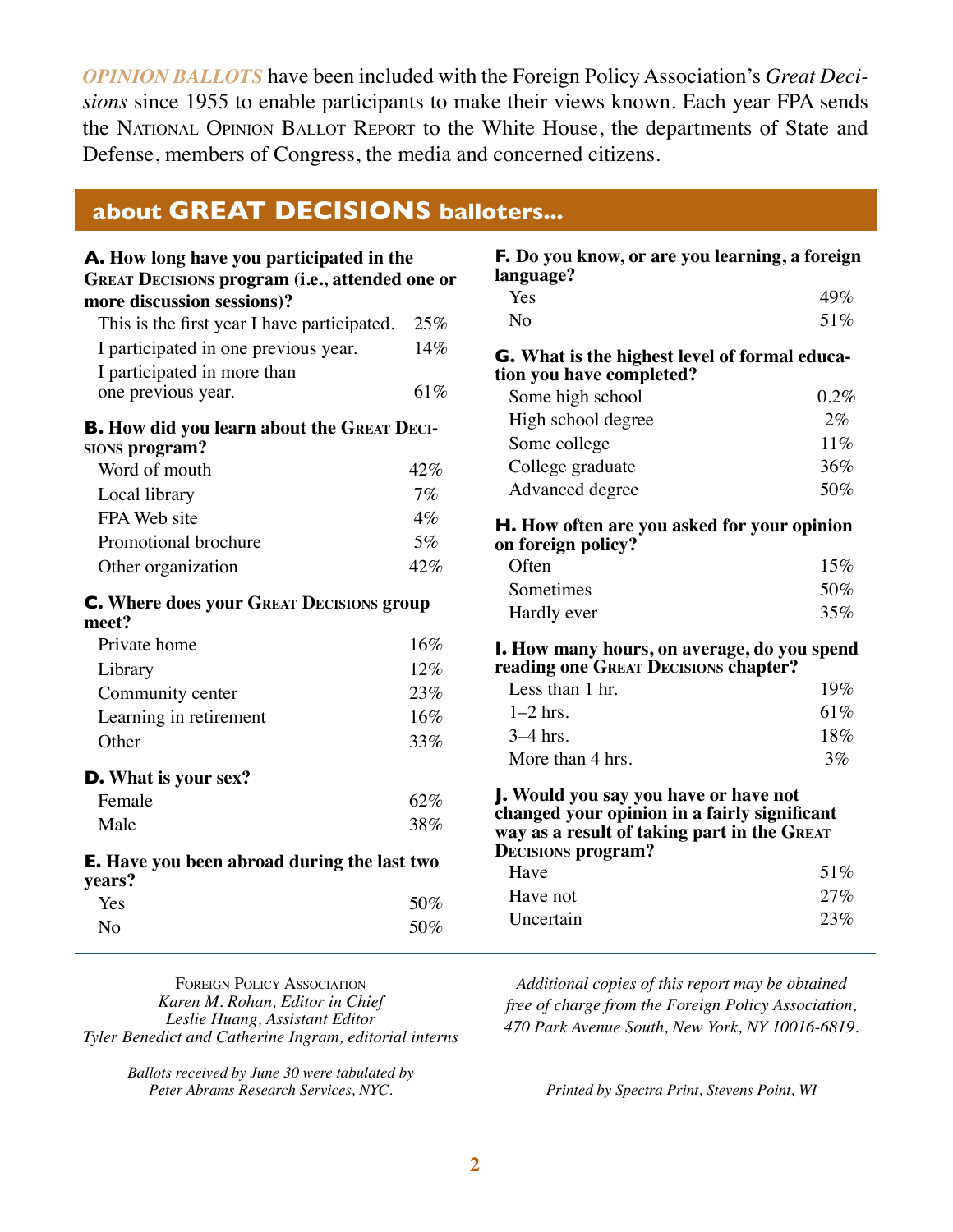***OPINION BALLOTS*** have been included with the Foreign Policy Association's *Great Decisions* since 1955 to enable participants to make their views known. Each year FPA sends the NATIONAL OPINION BALLOT REPORT to the White House, the departments of State and Defense, members of Congress, the media and concerned citizens.

## about GREAT DECISIONS balloters...

**A. How long have you participated in the GREAT DECISIONS program (i.e., attended one or more discussion sessions)?**

| | |
|---|---|
| This is the first year I have participated. | 25% |
| I participated in one previous year. | 14% |
| I participated in more than one previous year. | 61% |

**B. How did you learn about the GREAT DECISIONS program?**

| | |
|---|---|
| Word of mouth | 42% |
| Local library | 7% |
| FPA Web site | 4% |
| Promotional brochure | 5% |
| Other organization | 42% |

**C. Where does your GREAT DECISIONS group meet?**

| | |
|---|---|
| Private home | 16% |
| Library | 12% |
| Community center | 23% |
| Learning in retirement | 16% |
| Other | 33% |

**D. What is your sex?**

| | |
|---|---|
| Female | 62% |
| Male | 38% |

**E. Have you been abroad during the last two years?**

| | |
|---|---|
| Yes | 50% |
| No | 50% |

**F. Do you know, or are you learning, a foreign language?**

| | |
|---|---|
| Yes | 49% |
| No | 51% |

**G. What is the highest level of formal education you have completed?**

| | |
|---|---|
| Some high school | 0.2% |
| High school degree | 2% |
| Some college | 11% |
| College graduate | 36% |
| Advanced degree | 50% |

**H. How often are you asked for your opinion on foreign policy?**

| | |
|---|---|
| Often | 15% |
| Sometimes | 50% |
| Hardly ever | 35% |

**I. How many hours, on average, do you spend reading one GREAT DECISIONS chapter?**

| | |
|---|---|
| Less than 1 hr. | 19% |
| 1–2 hrs. | 61% |
| 3–4 hrs. | 18% |
| More than 4 hrs. | 3% |

**J. Would you say you have or have not changed your opinion in a fairly significant way as a result of taking part in the GREAT DECISIONS program?**

| | |
|---|---|
| Have | 51% |
| Have not | 27% |
| Uncertain | 23% |

FOREIGN POLICY ASSOCIATION
*Karen M. Rohan, Editor in Chief*
*Leslie Huang, Assistant Editor*
*Tyler Benedict and Catherine Ingram, editorial interns*

*Ballots received by June 30 were tabulated by Peter Abrams Research Services, NYC.*

*Additional copies of this report may be obtained free of charge from the Foreign Policy Association, 470 Park Avenue South, New York, NY 10016-6819.*

*Printed by Spectra Print, Stevens Point, WI*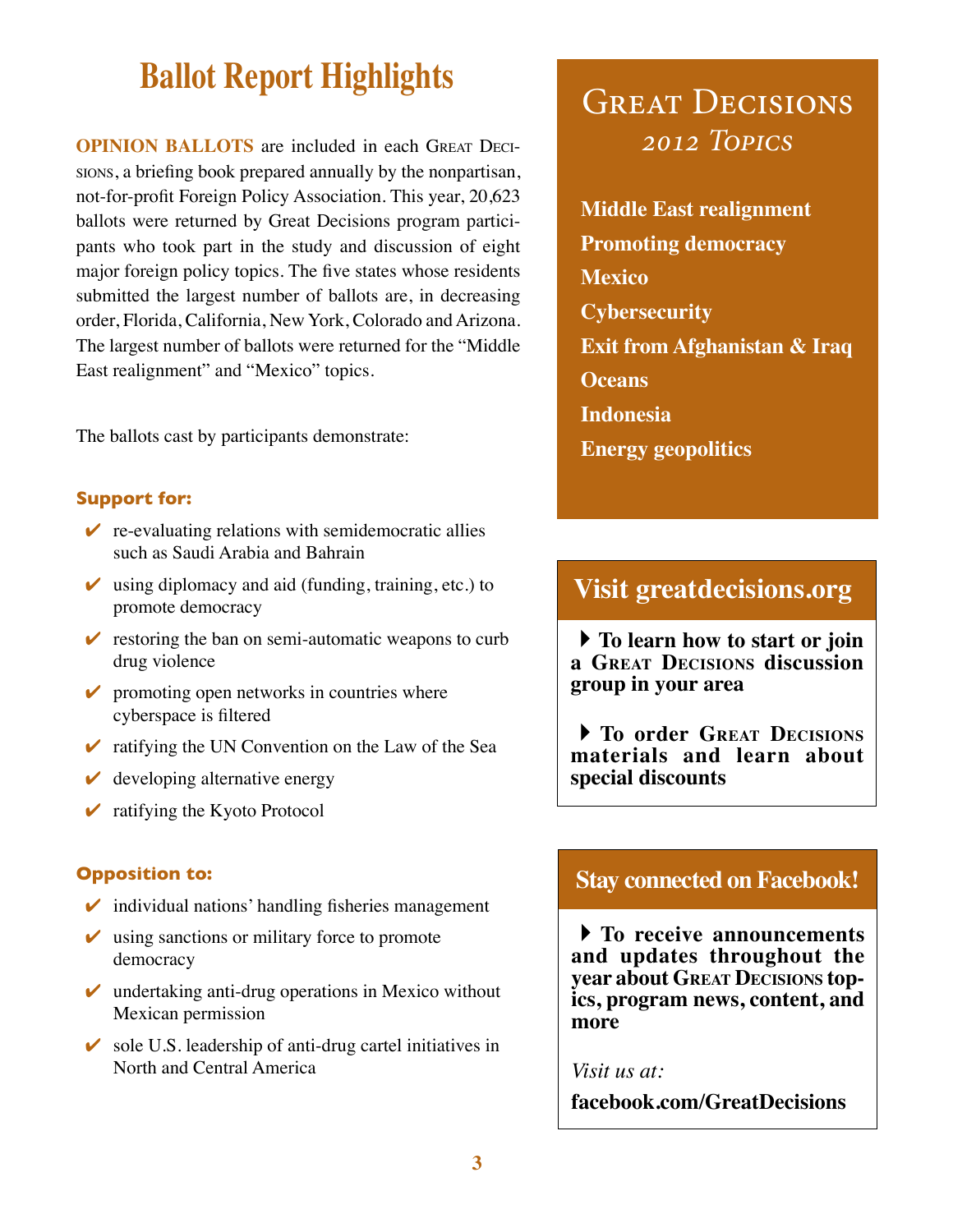# Ballot Report Highlights

**OPINION BALLOTS** are included in each Great Decisions, a briefing book prepared annually by the nonpartisan, not-for-profit Foreign Policy Association. This year, 20,623 ballots were returned by Great Decisions program participants who took part in the study and discussion of eight major foreign policy topics. The five states whose residents submitted the largest number of ballots are, in decreasing order, Florida, California, New York, Colorado and Arizona. The largest number of ballots were returned for the "Middle East realignment" and "Mexico" topics.

The ballots cast by participants demonstrate:

### Support for:

- ✔ re-evaluating relations with semidemocratic allies such as Saudi Arabia and Bahrain
- ✔ using diplomacy and aid (funding, training, etc.) to promote democracy
- ✔ restoring the ban on semi-automatic weapons to curb drug violence
- ✔ promoting open networks in countries where cyberspace is filtered
- ✔ ratifying the UN Convention on the Law of the Sea
- ✔ developing alternative energy
- ✔ ratifying the Kyoto Protocol

### Opposition to:

- ✔ individual nations' handling fisheries management
- ✔ using sanctions or military force to promote democracy
- ✔ undertaking anti-drug operations in Mexico without Mexican permission
- ✔ sole U.S. leadership of anti-drug cartel initiatives in North and Central America

## Great Decisions *2012 Topics*

**Middle East realignment**
**Promoting democracy**
**Mexico**
**Cybersecurity**
**Exit from Afghanistan & Iraq**
**Oceans**
**Indonesia**
**Energy geopolitics**

## Visit greatdecisions.org

- **To learn how to start or join a Great Decisions discussion group in your area**
- **To order Great Decisions materials and learn about special discounts**

## Stay connected on Facebook!

- **To receive announcements and updates throughout the year about Great Decisions topics, program news, content, and more**

*Visit us at:*

**facebook.com/GreatDecisions**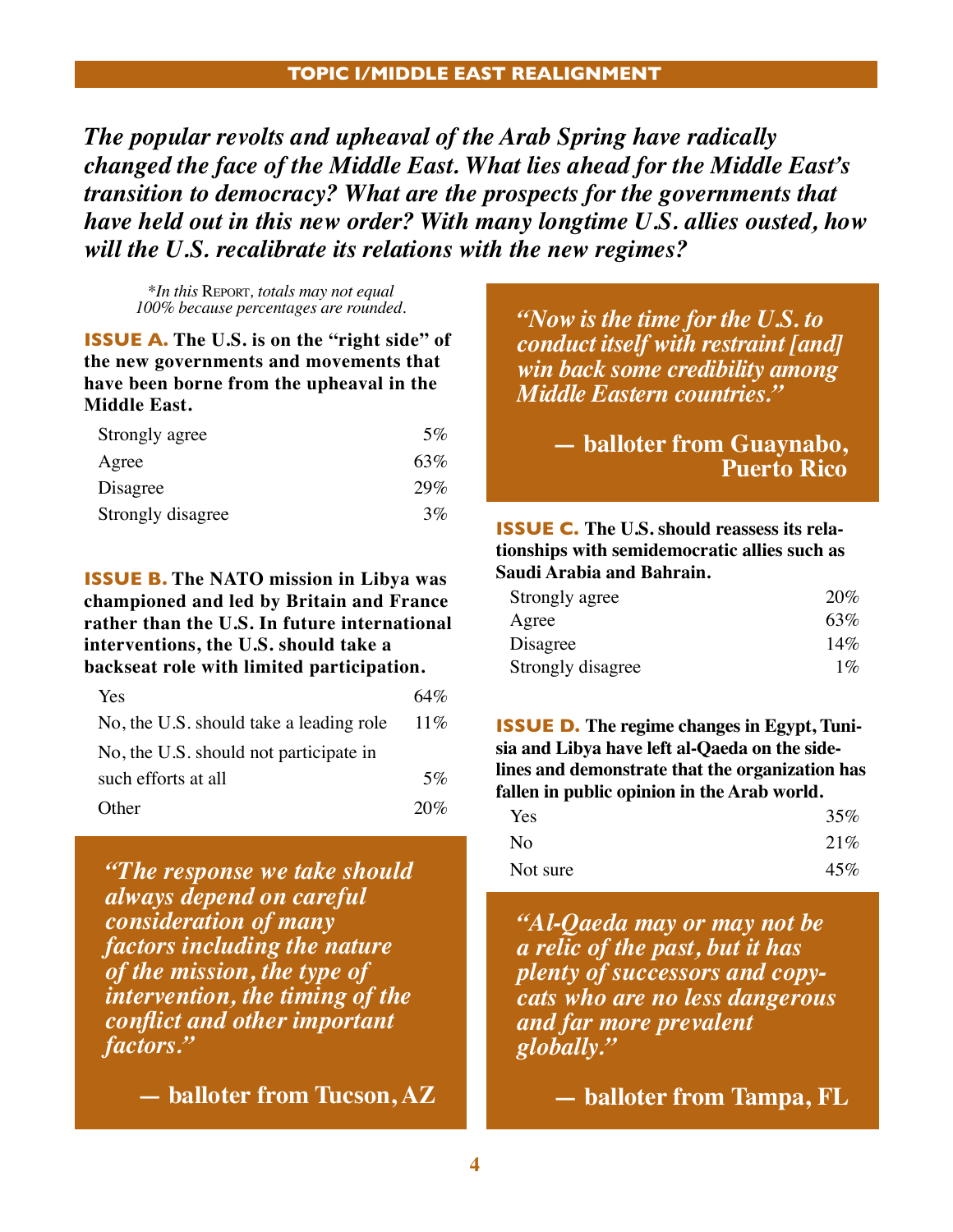## TOPIC I/MIDDLE EAST REALIGNMENT

***The popular revolts and upheaval of the Arab Spring have radically changed the face of the Middle East. What lies ahead for the Middle East's transition to democracy? What are the prospects for the governments that have held out in this new order? With many longtime U.S. allies ousted, how will the U.S. recalibrate its relations with the new regimes?***

*\*In this* Report*, totals may not equal 100% because percentages are rounded.*

**ISSUE A. The U.S. is on the "right side" of the new governments and movements that have been borne from the upheaval in the Middle East.**

| | |
|---|---|
| Strongly agree | 5% |
| Agree | 63% |
| Disagree | 29% |
| Strongly disagree | 3% |

**ISSUE B. The NATO mission in Libya was championed and led by Britain and France rather than the U.S. In future international interventions, the U.S. should take a backseat role with limited participation.**

| | |
|---|---|
| Yes | 64% |
| No, the U.S. should take a leading role | 11% |
| No, the U.S. should not participate in such efforts at all | 5% |
| Other | 20% |

> ***"The response we take should always depend on careful consideration of many factors including the nature of the mission, the type of intervention, the timing of the conflict and other important factors."***
>
> **— balloter from Tucson, AZ**

> ***"Now is the time for the U.S. to conduct itself with restraint [and] win back some credibility among Middle Eastern countries."***
>
> **— balloter from Guaynabo, Puerto Rico**

**ISSUE C. The U.S. should reassess its relationships with semidemocratic allies such as Saudi Arabia and Bahrain.**

| | |
|---|---|
| Strongly agree | 20% |
| Agree | 63% |
| Disagree | 14% |
| Strongly disagree | 1% |

**ISSUE D. The regime changes in Egypt, Tunisia and Libya have left al-Qaeda on the sidelines and demonstrate that the organization has fallen in public opinion in the Arab world.**

| | |
|---|---|
| Yes | 35% |
| No | 21% |
| Not sure | 45% |

> ***"Al-Qaeda may or may not be a relic of the past, but it has plenty of successors and copycats who are no less dangerous and far more prevalent globally."***
>
> **— balloter from Tampa, FL**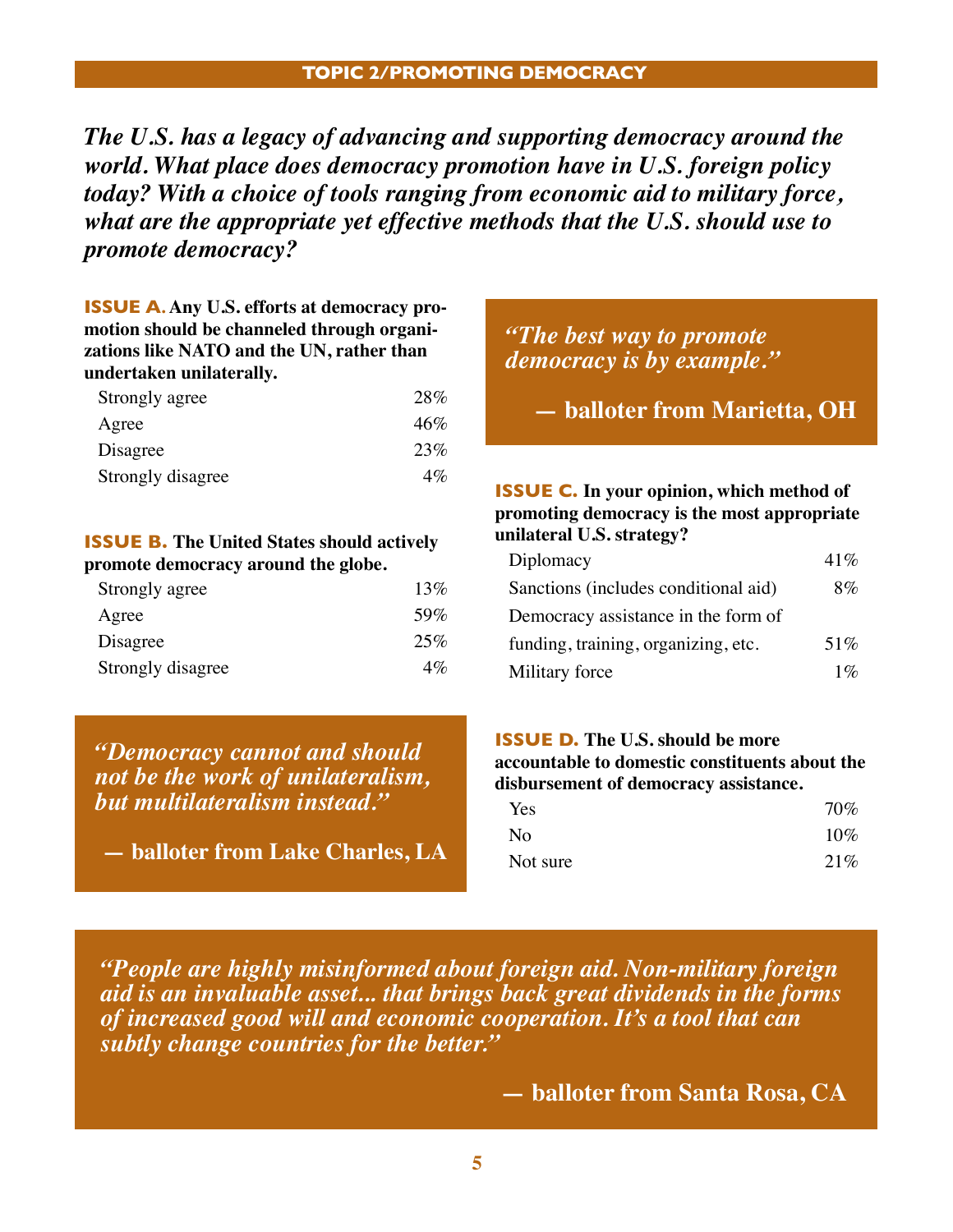## TOPIC 2/PROMOTING DEMOCRACY

***The U.S. has a legacy of advancing and supporting democracy around the world. What place does democracy promotion have in U.S. foreign policy today? With a choice of tools ranging from economic aid to military force, what are the appropriate yet effective methods that the U.S. should use to promote democracy?***

**ISSUE A.** **Any U.S. efforts at democracy promotion should be channeled through organizations like NATO and the UN, rather than undertaken unilaterally.**

| | |
|---|---|
| Strongly agree | 28% |
| Agree | 46% |
| Disagree | 23% |
| Strongly disagree | 4% |

**ISSUE B.** **The United States should actively promote democracy around the globe.**

| | |
|---|---|
| Strongly agree | 13% |
| Agree | 59% |
| Disagree | 25% |
| Strongly disagree | 4% |

> *"Democracy cannot and should not be the work of unilateralism, but multilateralism instead."*
>
> **— balloter from Lake Charles, LA**

> *"The best way to promote democracy is by example."*
>
> **— balloter from Marietta, OH**

**ISSUE C.** **In your opinion, which method of promoting democracy is the most appropriate unilateral U.S. strategy?**

| | |
|---|---|
| Diplomacy | 41% |
| Sanctions (includes conditional aid) | 8% |
| Democracy assistance in the form of funding, training, organizing, etc. | 51% |
| Military force | 1% |

**ISSUE D.** **The U.S. should be more accountable to domestic constituents about the disbursement of democracy assistance.**

| | |
|---|---|
| Yes | 70% |
| No | 10% |
| Not sure | 21% |

> *"People are highly misinformed about foreign aid. Non-military foreign aid is an invaluable asset... that brings back great dividends in the forms of increased good will and economic cooperation. It's a tool that can subtly change countries for the better."*
>
> **— balloter from Santa Rosa, CA**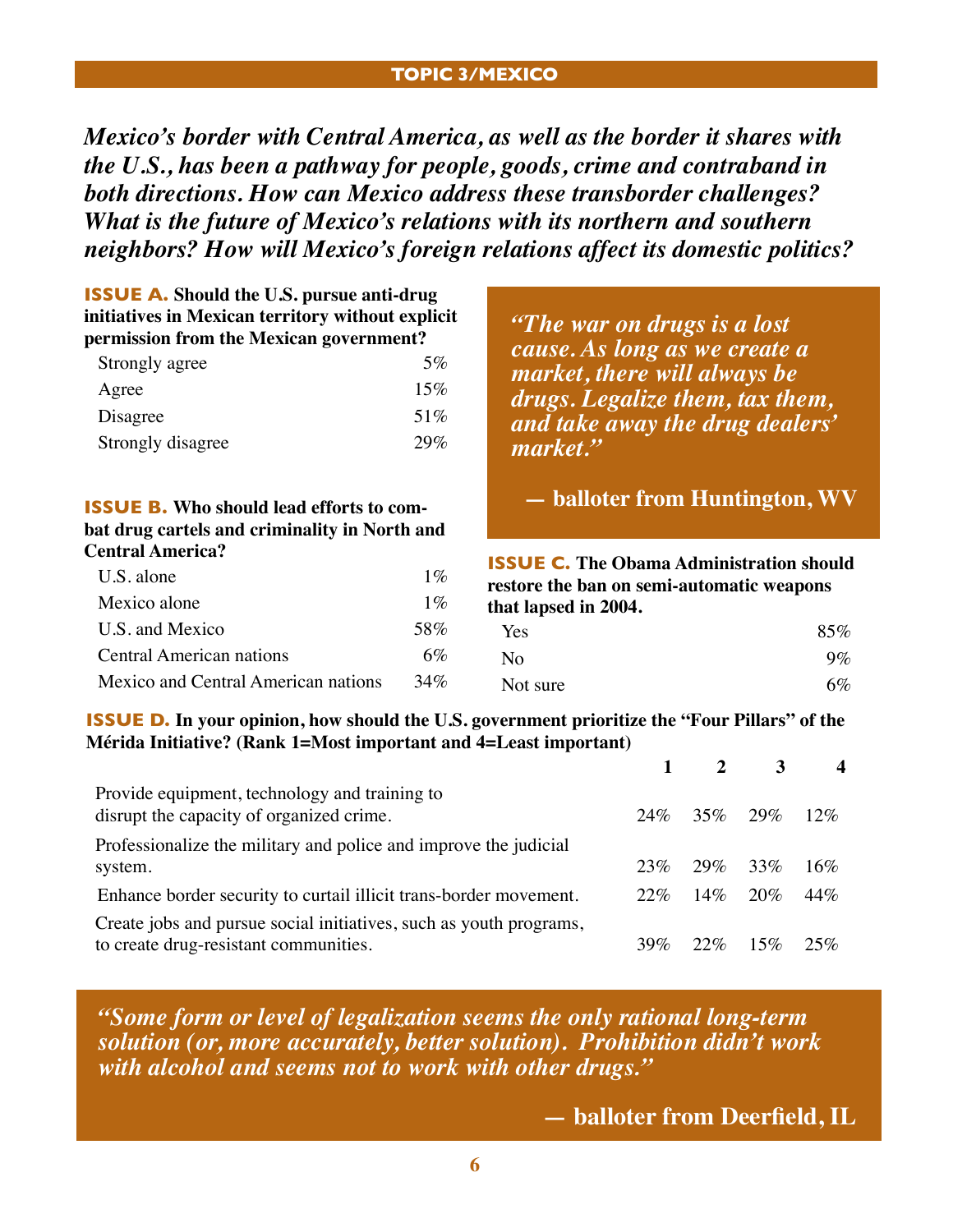## TOPIC 3/MEXICO

***Mexico's border with Central America, as well as the border it shares with the U.S., has been a pathway for people, goods, crime and contraband in both directions. How can Mexico address these transborder challenges? What is the future of Mexico's relations with its northern and southern neighbors? How will Mexico's foreign relations affect its domestic politics?***

**ISSUE A. Should the U.S. pursue anti-drug initiatives in Mexican territory without explicit permission from the Mexican government?**

| | |
|---|---|
| Strongly agree | 5% |
| Agree | 15% |
| Disagree | 51% |
| Strongly disagree | 29% |

**ISSUE B. Who should lead efforts to combat drug cartels and criminality in North and Central America?**

| | |
|---|---|
| U.S. alone | 1% |
| Mexico alone | 1% |
| U.S. and Mexico | 58% |
| Central American nations | 6% |
| Mexico and Central American nations | 34% |

> ***"The war on drugs is a lost cause. As long as we create a market, there will always be drugs. Legalize them, tax them, and take away the drug dealers' market."***
>
> **— balloter from Huntington, WV**

**ISSUE C. The Obama Administration should restore the ban on semi-automatic weapons that lapsed in 2004.**

| | |
|---|---|
| Yes | 85% |
| No | 9% |
| Not sure | 6% |

**ISSUE D. In your opinion, how should the U.S. government prioritize the "Four Pillars" of the Mérida Initiative? (Rank 1=Most important and 4=Least important)**

| | 1 | 2 | 3 | 4 |
|---|---|---|---|---|
| Provide equipment, technology and training to disrupt the capacity of organized crime. | 24% | 35% | 29% | 12% |
| Professionalize the military and police and improve the judicial system. | 23% | 29% | 33% | 16% |
| Enhance border security to curtail illicit trans-border movement. | 22% | 14% | 20% | 44% |
| Create jobs and pursue social initiatives, such as youth programs, to create drug-resistant communities. | 39% | 22% | 15% | 25% |

> ***"Some form or level of legalization seems the only rational long-term solution (or, more accurately, better solution). Prohibition didn't work with alcohol and seems not to work with other drugs."***
>
> **— balloter from Deerfield, IL**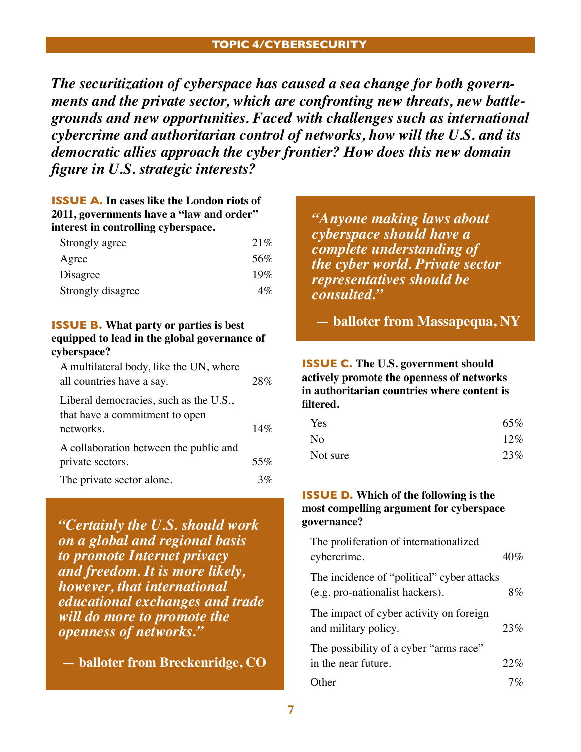## TOPIC 4/CYBERSECURITY

***The securitization of cyberspace has caused a sea change for both governments and the private sector, which are confronting new threats, new battlegrounds and new opportunities. Faced with challenges such as international cybercrime and authoritarian control of networks, how will the U.S. and its democratic allies approach the cyber frontier? How does this new domain figure in U.S. strategic interests?***

**ISSUE A. In cases like the London riots of 2011, governments have a "law and order" interest in controlling cyberspace.**

| | |
|---|---|
| Strongly agree | 21% |
| Agree | 56% |
| Disagree | 19% |
| Strongly disagree | 4% |

**ISSUE B. What party or parties is best equipped to lead in the global governance of cyberspace?**

| | |
|---|---|
| A multilateral body, like the UN, where all countries have a say. | 28% |
| Liberal democracies, such as the U.S., that have a commitment to open networks. | 14% |
| A collaboration between the public and private sectors. | 55% |
| The private sector alone. | 3% |

> ***"Certainly the U.S. should work on a global and regional basis to promote Internet privacy and freedom. It is more likely, however, that international educational exchanges and trade will do more to promote the openness of networks."***
>
> **— balloter from Breckenridge, CO**

> ***"Anyone making laws about cyberspace should have a complete understanding of the cyber world. Private sector representatives should be consulted."***
>
> **— balloter from Massapequa, NY**

**ISSUE C. The U.S. government should actively promote the openness of networks in authoritarian countries where content is filtered.**

| | |
|---|---|
| Yes | 65% |
| No | 12% |
| Not sure | 23% |

**ISSUE D. Which of the following is the most compelling argument for cyberspace governance?**

| | |
|---|---|
| The proliferation of internationalized cybercrime. | 40% |
| The incidence of "political" cyber attacks (e.g. pro-nationalist hackers). | 8% |
| The impact of cyber activity on foreign and military policy. | 23% |
| The possibility of a cyber "arms race" in the near future. | 22% |
| Other | 7% |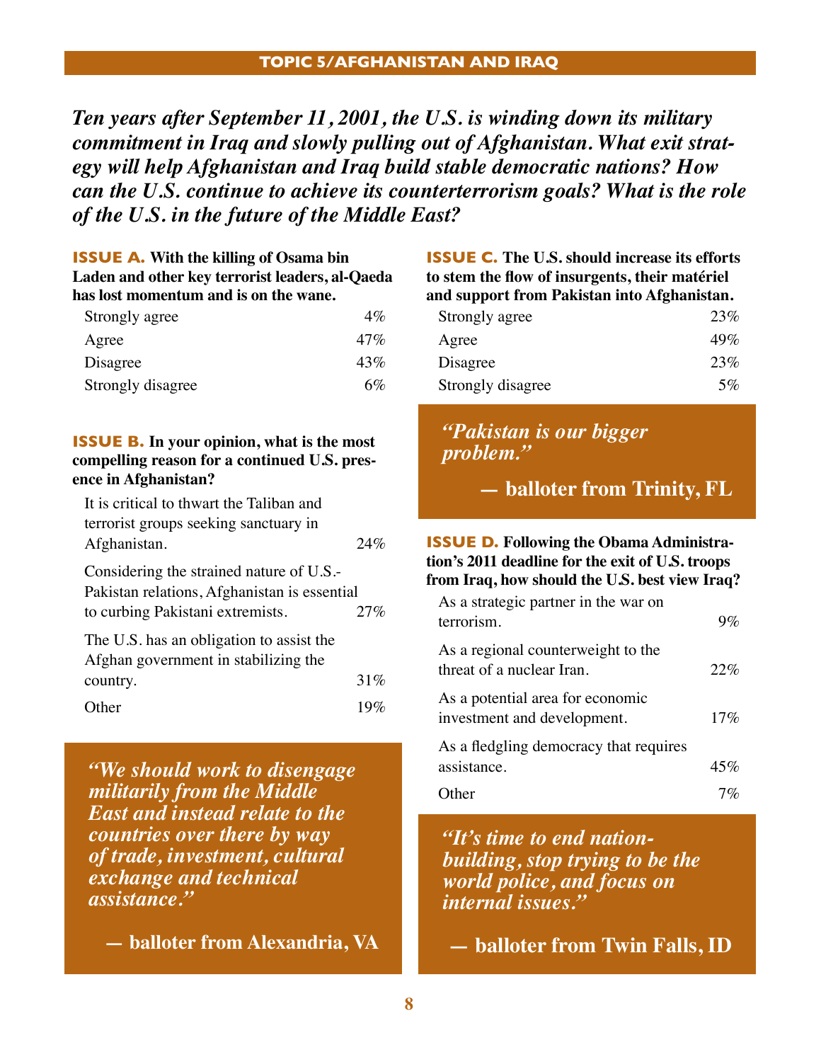## TOPIC 5/AFGHANISTAN AND IRAQ

***Ten years after September 11, 2001, the U.S. is winding down its military commitment in Iraq and slowly pulling out of Afghanistan. What exit strategy will help Afghanistan and Iraq build stable democratic nations? How can the U.S. continue to achieve its counterterrorism goals? What is the role of the U.S. in the future of the Middle East?***

**ISSUE A. With the killing of Osama bin Laden and other key terrorist leaders, al-Qaeda has lost momentum and is on the wane.**

| | |
|---|---|
| Strongly agree | 4% |
| Agree | 47% |
| Disagree | 43% |
| Strongly disagree | 6% |

**ISSUE B. In your opinion, what is the most compelling reason for a continued U.S. presence in Afghanistan?**

| | |
|---|---|
| It is critical to thwart the Taliban and terrorist groups seeking sanctuary in Afghanistan. | 24% |
| Considering the strained nature of U.S.-Pakistan relations, Afghanistan is essential to curbing Pakistani extremists. | 27% |
| The U.S. has an obligation to assist the Afghan government in stabilizing the country. | 31% |
| Other | 19% |

***"We should work to disengage militarily from the Middle East and instead relate to the countries over there by way of trade, investment, cultural exchange and technical assistance."***

**— balloter from Alexandria, VA**

**ISSUE C. The U.S. should increase its efforts to stem the flow of insurgents, their matériel and support from Pakistan into Afghanistan.**

| | |
|---|---|
| Strongly agree | 23% |
| Agree | 49% |
| Disagree | 23% |
| Strongly disagree | 5% |

***"Pakistan is our bigger problem."***

**— balloter from Trinity, FL**

**ISSUE D. Following the Obama Administration's 2011 deadline for the exit of U.S. troops from Iraq, how should the U.S. best view Iraq?**

| | |
|---|---|
| As a strategic partner in the war on terrorism. | 9% |
| As a regional counterweight to the threat of a nuclear Iran. | 22% |
| As a potential area for economic investment and development. | 17% |
| As a fledgling democracy that requires assistance. | 45% |
| Other | 7% |

***"It's time to end nation-building, stop trying to be the world police, and focus on internal issues."***

**— balloter from Twin Falls, ID**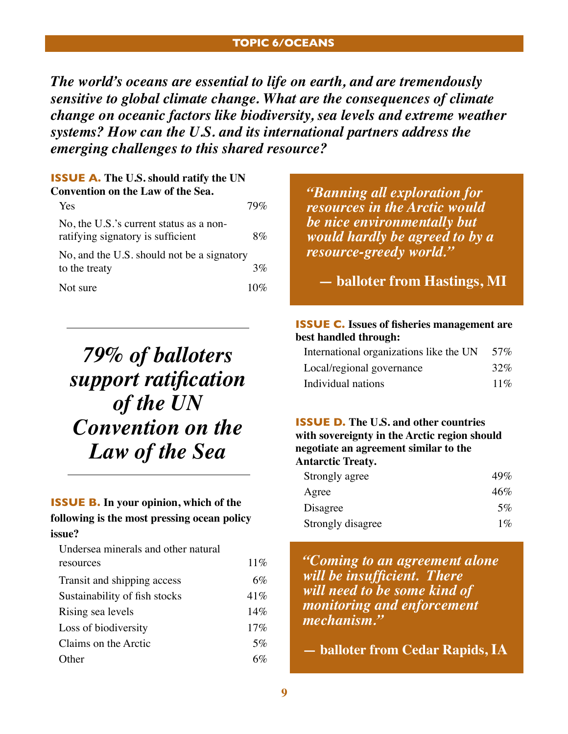## TOPIC 6/OCEANS

***The world's oceans are essential to life on earth, and are tremendously sensitive to global climate change. What are the consequences of climate change on oceanic factors like biodiversity, sea levels and extreme weather systems? How can the U.S. and its international partners address the emerging challenges to this shared resource?***

**ISSUE A. The U.S. should ratify the UN Convention on the Law of the Sea.**

| | |
|---|---|
| Yes | 79% |
| No, the U.S.'s current status as a non-ratifying signatory is sufficient | 8% |
| No, and the U.S. should not be a signatory to the treaty | 3% |
| Not sure | 10% |

> ***79% of balloters support ratification of the UN Convention on the Law of the Sea***

**ISSUE B. In your opinion, which of the following is the most pressing ocean policy issue?**

| | |
|---|---|
| Undersea minerals and other natural resources | 11% |
| Transit and shipping access | 6% |
| Sustainability of fish stocks | 41% |
| Rising sea levels | 14% |
| Loss of biodiversity | 17% |
| Claims on the Arctic | 5% |
| Other | 6% |

> ***"Banning all exploration for resources in the Arctic would be nice environmentally but would hardly be agreed to by a resource-greedy world."***
>
> **— balloter from Hastings, MI**

**ISSUE C. Issues of fisheries management are best handled through:**

| | |
|---|---|
| International organizations like the UN | 57% |
| Local/regional governance | 32% |
| Individual nations | 11% |

**ISSUE D. The U.S. and other countries with sovereignty in the Arctic region should negotiate an agreement similar to the Antarctic Treaty.**

| | |
|---|---|
| Strongly agree | 49% |
| Agree | 46% |
| Disagree | 5% |
| Strongly disagree | 1% |

> ***"Coming to an agreement alone will be insufficient. There will need to be some kind of monitoring and enforcement mechanism."***
>
> **— balloter from Cedar Rapids, IA**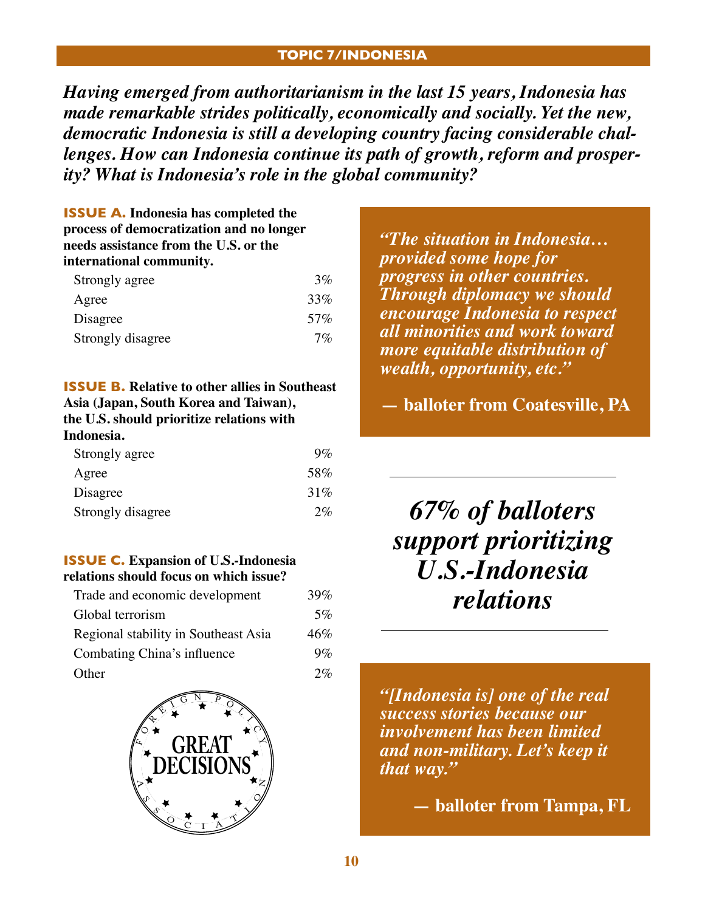## TOPIC 7/INDONESIA

***Having emerged from authoritarianism in the last 15 years, Indonesia has made remarkable strides politically, economically and socially. Yet the new, democratic Indonesia is still a developing country facing considerable challenges. How can Indonesia continue its path of growth, reform and prosperity? What is Indonesia's role in the global community?***

**ISSUE A. Indonesia has completed the process of democratization and no longer needs assistance from the U.S. or the international community.**

| | |
|---|---|
| Strongly agree | 3% |
| Agree | 33% |
| Disagree | 57% |
| Strongly disagree | 7% |

**ISSUE B. Relative to other allies in Southeast Asia (Japan, South Korea and Taiwan), the U.S. should prioritize relations with Indonesia.**

| | |
|---|---|
| Strongly agree | 9% |
| Agree | 58% |
| Disagree | 31% |
| Strongly disagree | 2% |

**ISSUE C. Expansion of U.S.-Indonesia relations should focus on which issue?**

| | |
|---|---|
| Trade and economic development | 39% |
| Global terrorism | 5% |
| Regional stability in Southeast Asia | 46% |
| Combating China's influence | 9% |
| Other | 2% |

***"The situation in Indonesia… provided some hope for progress in other countries. Through diplomacy we should encourage Indonesia to respect all minorities and work toward more equitable distribution of wealth, opportunity, etc."***

**— balloter from Coatesville, PA**

***67% of balloters support prioritizing U.S.-Indonesia relations***

***"[Indonesia is] one of the real success stories because our involvement has been limited and non-military. Let's keep it that way."***

**— balloter from Tampa, FL**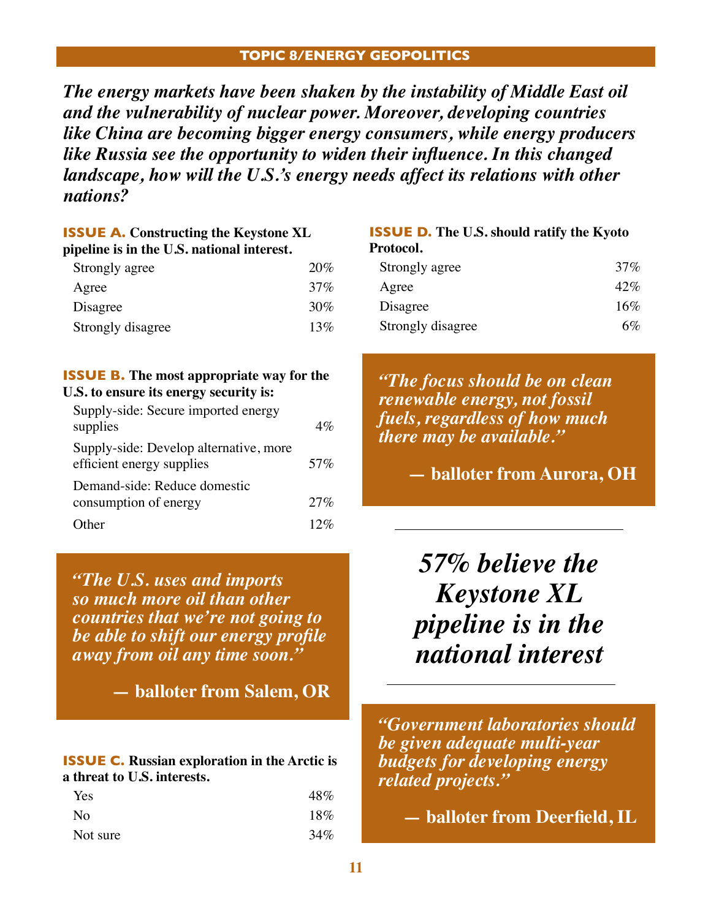## TOPIC 8/ENERGY GEOPOLITICS

***The energy markets have been shaken by the instability of Middle East oil and the vulnerability of nuclear power. Moreover, developing countries like China are becoming bigger energy consumers, while energy producers like Russia see the opportunity to widen their influence. In this changed landscape, how will the U.S.'s energy needs affect its relations with other nations?***

**ISSUE A. Constructing the Keystone XL pipeline is in the U.S. national interest.**

| | |
|---|---|
| Strongly agree | 20% |
| Agree | 37% |
| Disagree | 30% |
| Strongly disagree | 13% |

**ISSUE B. The most appropriate way for the U.S. to ensure its energy security is:**

| | |
|---|---|
| Supply-side: Secure imported energy supplies | 4% |
| Supply-side: Develop alternative, more efficient energy supplies | 57% |
| Demand-side: Reduce domestic consumption of energy | 27% |
| Other | 12% |

***"The U.S. uses and imports so much more oil than other countries that we're not going to be able to shift our energy profile away from oil any time soon."***

**— balloter from Salem, OR**

**ISSUE C. Russian exploration in the Arctic is a threat to U.S. interests.**

| | |
|---|---|
| Yes | 48% |
| No | 18% |
| Not sure | 34% |

**ISSUE D. The U.S. should ratify the Kyoto Protocol.**

| | |
|---|---|
| Strongly agree | 37% |
| Agree | 42% |
| Disagree | 16% |
| Strongly disagree | 6% |

***"The focus should be on clean renewable energy, not fossil fuels, regardless of how much there may be available."***

**— balloter from Aurora, OH**

***57% believe the Keystone XL pipeline is in the national interest***

***"Government laboratories should be given adequate multi-year budgets for developing energy related projects."***

**— balloter from Deerfield, IL**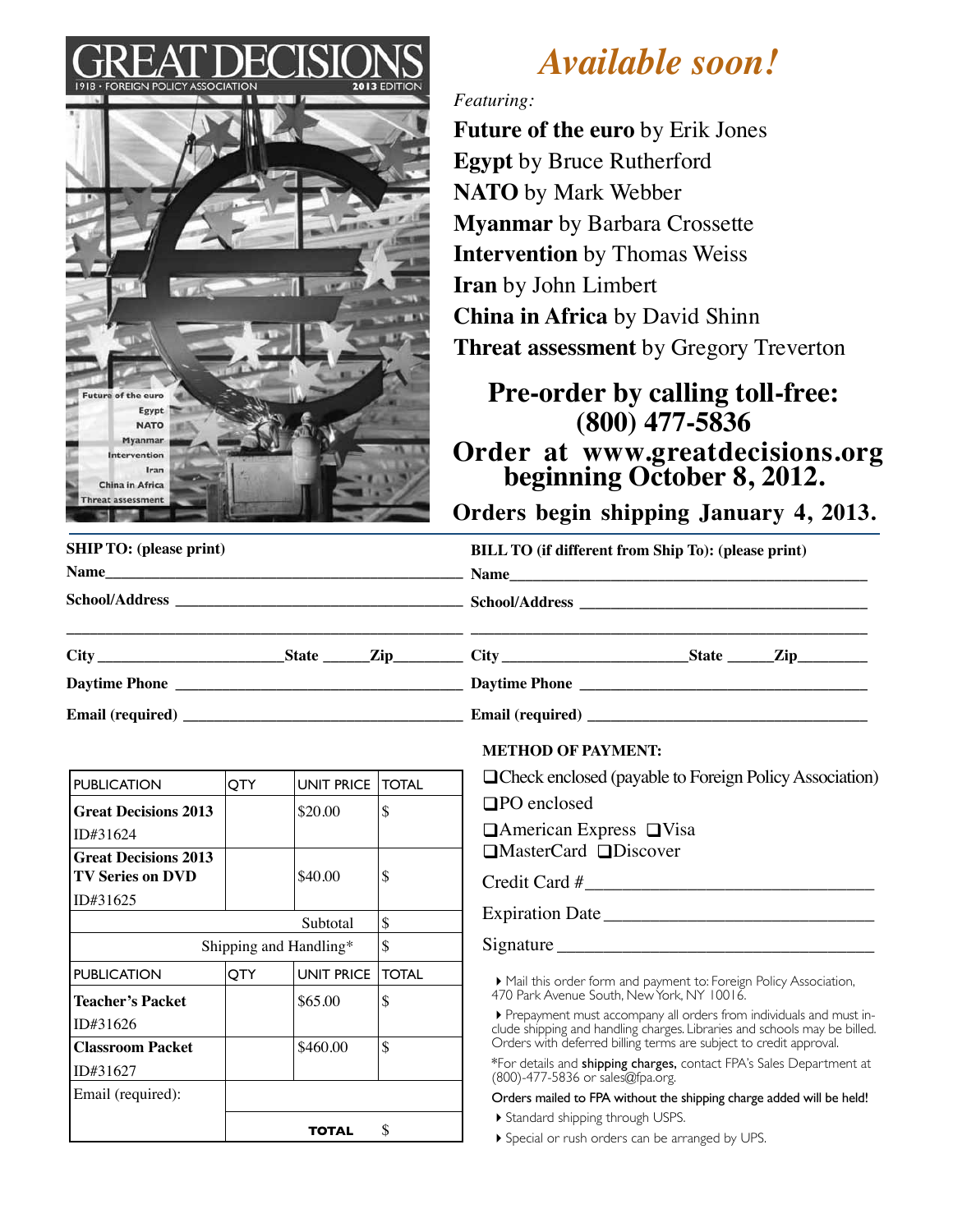GREAT DECISIONS

1918 • FOREIGN POLICY ASSOCIATION 2013 EDITION

Future of the euro
Egypt
NATO
Myanmar
Intervention
Iran
China in Africa
Threat assessment

# *Available soon!*

*Featuring:*

**Future of the euro** by Erik Jones
**Egypt** by Bruce Rutherford
**NATO** by Mark Webber
**Myanmar** by Barbara Crossette
**Intervention** by Thomas Weiss
**Iran** by John Limbert
**China in Africa** by David Shinn
**Threat assessment** by Gregory Treverton

## Pre-order by calling toll-free: (800) 477-5836

## Order at www.greatdecisions.org beginning October 8, 2012.

**Orders begin shipping January 4, 2013.**

---

**SHIP TO: (please print)**

**Name**\_\_\_\_\_\_\_\_\_\_\_\_\_\_\_\_\_\_\_\_\_\_\_\_\_\_\_\_\_\_\_\_\_\_\_\_\_\_\_\_

**School/Address** \_\_\_\_\_\_\_\_\_\_\_\_\_\_\_\_\_\_\_\_\_\_\_\_\_\_\_\_\_\_\_\_

\_\_\_\_\_\_\_\_\_\_\_\_\_\_\_\_\_\_\_\_\_\_\_\_\_\_\_\_\_\_\_\_\_\_\_\_\_\_\_\_\_\_\_\_\_\_

**City** \_\_\_\_\_\_\_\_\_\_\_\_\_\_\_\_\_\_\_\_**State** \_\_\_\_\_**Zip**\_\_\_\_\_\_\_\_

**Daytime Phone** \_\_\_\_\_\_\_\_\_\_\_\_\_\_\_\_\_\_\_\_\_\_\_\_\_\_\_\_\_\_\_\_

**Email (required)** \_\_\_\_\_\_\_\_\_\_\_\_\_\_\_\_\_\_\_\_\_\_\_\_\_\_\_\_\_\_\_

**BILL TO (if different from Ship To): (please print)**

**Name**\_\_\_\_\_\_\_\_\_\_\_\_\_\_\_\_\_\_\_\_\_\_\_\_\_\_\_\_\_\_\_\_\_\_\_\_\_\_\_\_

**School/Address** \_\_\_\_\_\_\_\_\_\_\_\_\_\_\_\_\_\_\_\_\_\_\_\_\_\_\_\_\_\_\_\_

\_\_\_\_\_\_\_\_\_\_\_\_\_\_\_\_\_\_\_\_\_\_\_\_\_\_\_\_\_\_\_\_\_\_\_\_\_\_\_\_\_\_\_\_\_\_

**City** \_\_\_\_\_\_\_\_\_\_\_\_\_\_\_\_\_\_\_\_**State** \_\_\_\_\_**Zip**\_\_\_\_\_\_\_\_

**Daytime Phone** \_\_\_\_\_\_\_\_\_\_\_\_\_\_\_\_\_\_\_\_\_\_\_\_\_\_\_\_\_\_\_\_

**Email (required)** \_\_\_\_\_\_\_\_\_\_\_\_\_\_\_\_\_\_\_\_\_\_\_\_\_\_\_\_\_\_\_

| PUBLICATION | QTY | UNIT PRICE | TOTAL |
|---|---|---|---|
| **Great Decisions 2013** ID#31624 | | $20.00 | $ |
| **Great Decisions 2013 TV Series on DVD** ID#31625 | | $40.00 | $ |
| | | Subtotal | $ |
| | | Shipping and Handling* | $ |
| PUBLICATION | QTY | UNIT PRICE | TOTAL |
| **Teacher's Packet** ID#31626 | | $65.00 | $ |
| **Classroom Packet** ID#31627 | | $460.00 | $ |
| Email (required): | | | |
| | | **TOTAL** | $ |

**METHOD OF PAYMENT:**

❑ Check enclosed (payable to Foreign Policy Association)
❑ PO enclosed
❑ American Express ❑ Visa
❑ MasterCard ❑ Discover

Credit Card # \_\_\_\_\_\_\_\_\_\_\_\_\_\_\_\_\_\_\_\_\_\_\_\_\_\_\_\_\_\_

Expiration Date \_\_\_\_\_\_\_\_\_\_\_\_\_\_\_\_\_\_\_\_\_\_\_\_\_\_\_\_

Signature \_\_\_\_\_\_\_\_\_\_\_\_\_\_\_\_\_\_\_\_\_\_\_\_\_\_\_\_\_\_\_\_\_

- Mail this order form and payment to: Foreign Policy Association, 470 Park Avenue South, New York, NY 10016.
- Prepayment must accompany all orders from individuals and must include shipping and handling charges. Libraries and schools may be billed. Orders with deferred billing terms are subject to credit approval.

*For details and **shipping charges,** contact FPA's Sales Department at (800)-477-5836 or sales@fpa.org.

Orders mailed to FPA without the shipping charge added will be held!

- Standard shipping through USPS.
- Special or rush orders can be arranged by UPS.